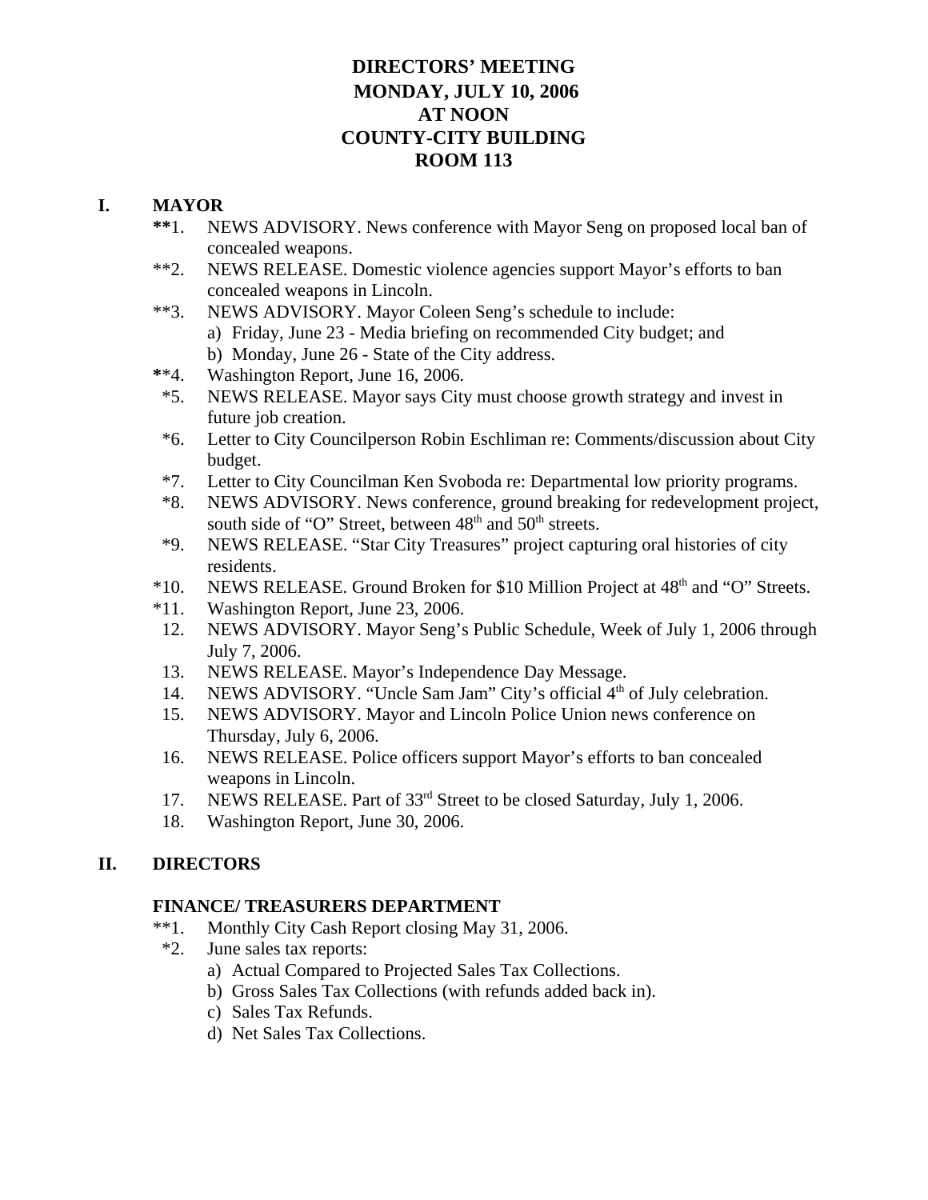# DIRECTORS' MEETING
# MONDAY, JULY 10, 2006
# AT NOON
# COUNTY-CITY BUILDING
# ROOM 113

## I. MAYOR

**1. NEWS ADVISORY. News conference with Mayor Seng on proposed local ban of concealed weapons.

**2. NEWS RELEASE. Domestic violence agencies support Mayor's efforts to ban concealed weapons in Lincoln.

**3. NEWS ADVISORY. Mayor Coleen Seng's schedule to include:
   a) Friday, June 23 - Media briefing on recommended City budget; and
   b) Monday, June 26 - State of the City address.

**4. Washington Report, June 16, 2006.

*5. NEWS RELEASE. Mayor says City must choose growth strategy and invest in future job creation.

*6. Letter to City Councilperson Robin Eschliman re: Comments/discussion about City budget.

*7. Letter to City Councilman Ken Svoboda re: Departmental low priority programs.

*8. NEWS ADVISORY. News conference, ground breaking for redevelopment project, south side of "O" Street, between 48th and 50th streets.

*9. NEWS RELEASE. "Star City Treasures" project capturing oral histories of city residents.

*10. NEWS RELEASE. Ground Broken for $10 Million Project at 48th and "O" Streets.

*11. Washington Report, June 23, 2006.

12. NEWS ADVISORY. Mayor Seng's Public Schedule, Week of July 1, 2006 through July 7, 2006.

13. NEWS RELEASE. Mayor's Independence Day Message.

14. NEWS ADVISORY. "Uncle Sam Jam" City's official 4th of July celebration.

15. NEWS ADVISORY. Mayor and Lincoln Police Union news conference on Thursday, July 6, 2006.

16. NEWS RELEASE. Police officers support Mayor's efforts to ban concealed weapons in Lincoln.

17. NEWS RELEASE. Part of 33rd Street to be closed Saturday, July 1, 2006.

18. Washington Report, June 30, 2006.

## II. DIRECTORS

### FINANCE/ TREASURERS DEPARTMENT

**1. Monthly City Cash Report closing May 31, 2006.

*2. June sales tax reports:
   a) Actual Compared to Projected Sales Tax Collections.
   b) Gross Sales Tax Collections (with refunds added back in).
   c) Sales Tax Refunds.
   d) Net Sales Tax Collections.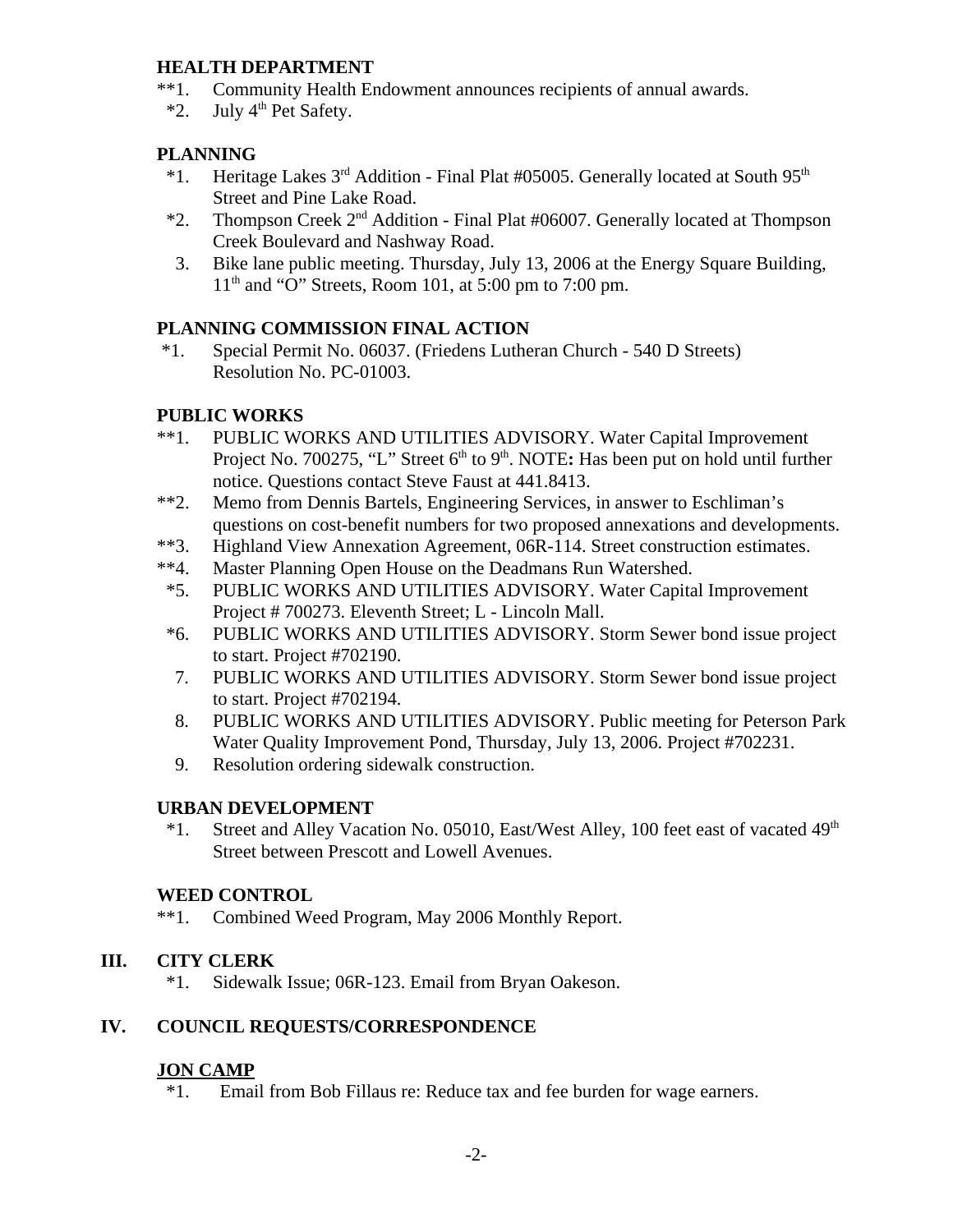### HEALTH DEPARTMENT

**1. Community Health Endowment announces recipients of annual awards.
*2. July 4th Pet Safety.

### PLANNING

*1. Heritage Lakes 3rd Addition - Final Plat #05005. Generally located at South 95th Street and Pine Lake Road.
*2. Thompson Creek 2nd Addition - Final Plat #06007. Generally located at Thompson Creek Boulevard and Nashway Road.
3. Bike lane public meeting. Thursday, July 13, 2006 at the Energy Square Building, 11th and "O" Streets, Room 101, at 5:00 pm to 7:00 pm.

### PLANNING COMMISSION FINAL ACTION

*1. Special Permit No. 06037. (Friedens Lutheran Church - 540 D Streets) Resolution No. PC-01003.

### PUBLIC WORKS

**1. PUBLIC WORKS AND UTILITIES ADVISORY. Water Capital Improvement Project No. 700275, "L" Street 6th to 9th. NOTE**:** Has been put on hold until further notice. Questions contact Steve Faust at 441.8413.
**2. Memo from Dennis Bartels, Engineering Services, in answer to Eschliman's questions on cost-benefit numbers for two proposed annexations and developments.
**3. Highland View Annexation Agreement, 06R-114. Street construction estimates.
**4. Master Planning Open House on the Deadmans Run Watershed.
*5. PUBLIC WORKS AND UTILITIES ADVISORY. Water Capital Improvement Project # 700273. Eleventh Street; L - Lincoln Mall.
*6. PUBLIC WORKS AND UTILITIES ADVISORY. Storm Sewer bond issue project to start. Project #702190.
7. PUBLIC WORKS AND UTILITIES ADVISORY. Storm Sewer bond issue project to start. Project #702194.
8. PUBLIC WORKS AND UTILITIES ADVISORY. Public meeting for Peterson Park Water Quality Improvement Pond, Thursday, July 13, 2006. Project #702231.
9. Resolution ordering sidewalk construction.

### URBAN DEVELOPMENT

*1. Street and Alley Vacation No. 05010, East/West Alley, 100 feet east of vacated 49th Street between Prescott and Lowell Avenues.

### WEED CONTROL

**1. Combined Weed Program, May 2006 Monthly Report.

## III. CITY CLERK

*1. Sidewalk Issue; 06R-123. Email from Bryan Oakeson.

## IV. COUNCIL REQUESTS/CORRESPONDENCE

### JON CAMP

*1. Email from Bob Fillaus re: Reduce tax and fee burden for wage earners.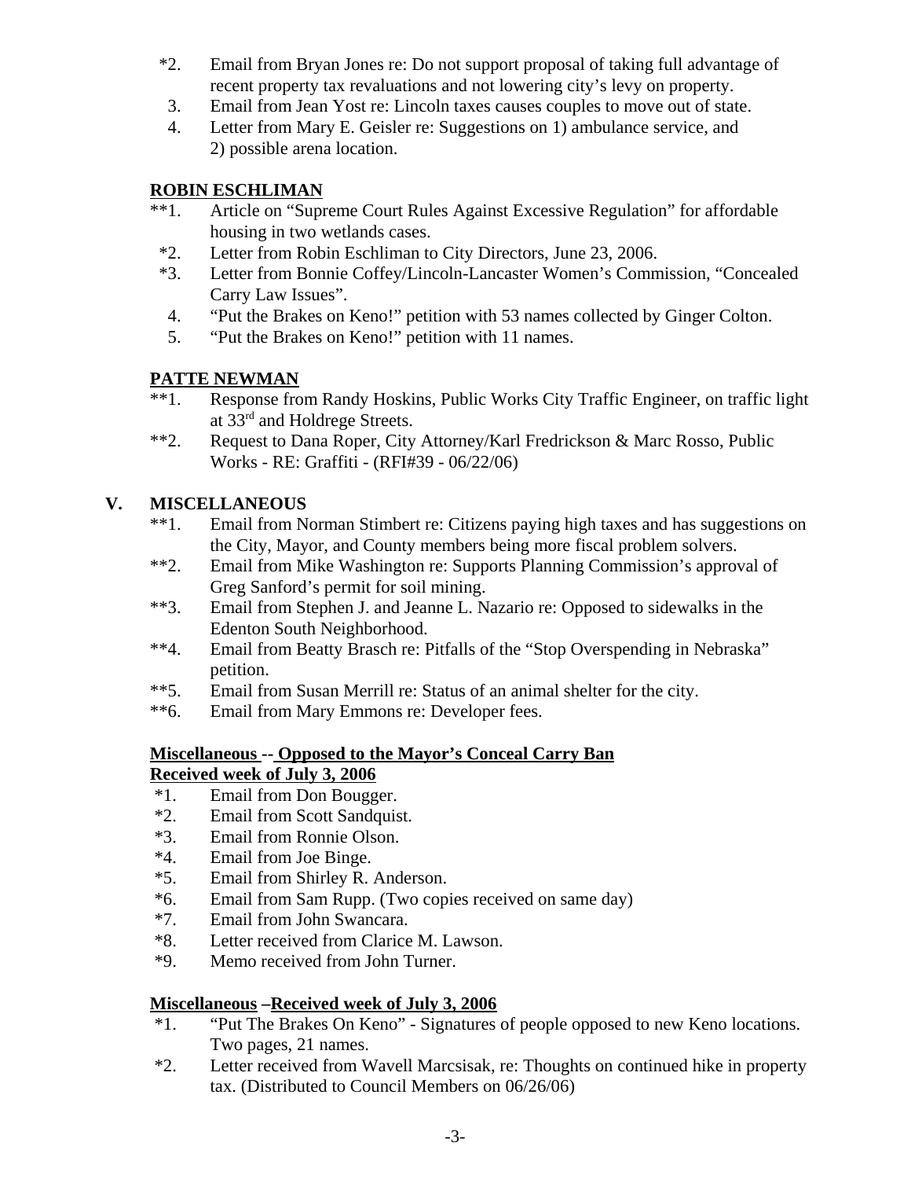*2. Email from Bryan Jones re: Do not support proposal of taking full advantage of recent property tax revaluations and not lowering city's levy on property.
3. Email from Jean Yost re: Lincoln taxes causes couples to move out of state.
4. Letter from Mary E. Geisler re: Suggestions on 1) ambulance service, and 2) possible arena location.

**ROBIN ESCHLIMAN**

**1. Article on "Supreme Court Rules Against Excessive Regulation" for affordable housing in two wetlands cases.
*2. Letter from Robin Eschliman to City Directors, June 23, 2006.
*3. Letter from Bonnie Coffey/Lincoln-Lancaster Women's Commission, "Concealed Carry Law Issues".
4. "Put the Brakes on Keno!" petition with 53 names collected by Ginger Colton.
5. "Put the Brakes on Keno!" petition with 11 names.

**PATTE NEWMAN**

**1. Response from Randy Hoskins, Public Works City Traffic Engineer, on traffic light at 33rd and Holdrege Streets.
**2. Request to Dana Roper, City Attorney/Karl Fredrickson & Marc Rosso, Public Works - RE: Graffiti - (RFI#39 - 06/22/06)

## V. MISCELLANEOUS

**1. Email from Norman Stimbert re: Citizens paying high taxes and has suggestions on the City, Mayor, and County members being more fiscal problem solvers.
**2. Email from Mike Washington re: Supports Planning Commission's approval of Greg Sanford's permit for soil mining.
**3. Email from Stephen J. and Jeanne L. Nazario re: Opposed to sidewalks in the Edenton South Neighborhood.
**4. Email from Beatty Brasch re: Pitfalls of the "Stop Overspending in Nebraska" petition.
**5. Email from Susan Merrill re: Status of an animal shelter for the city.
**6. Email from Mary Emmons re: Developer fees.

**Miscellaneous -- Opposed to the Mayor's Conceal Carry Ban**
**Received week of July 3, 2006**

*1. Email from Don Bougger.
*2. Email from Scott Sandquist.
*3. Email from Ronnie Olson.
*4. Email from Joe Binge.
*5. Email from Shirley R. Anderson.
*6. Email from Sam Rupp. (Two copies received on same day)
*7. Email from John Swancara.
*8. Letter received from Clarice M. Lawson.
*9. Memo received from John Turner.

**Miscellaneous –Received week of July 3, 2006**

*1. "Put The Brakes On Keno" - Signatures of people opposed to new Keno locations. Two pages, 21 names.
*2. Letter received from Wavell Marcsisak, re: Thoughts on continued hike in property tax. (Distributed to Council Members on 06/26/06)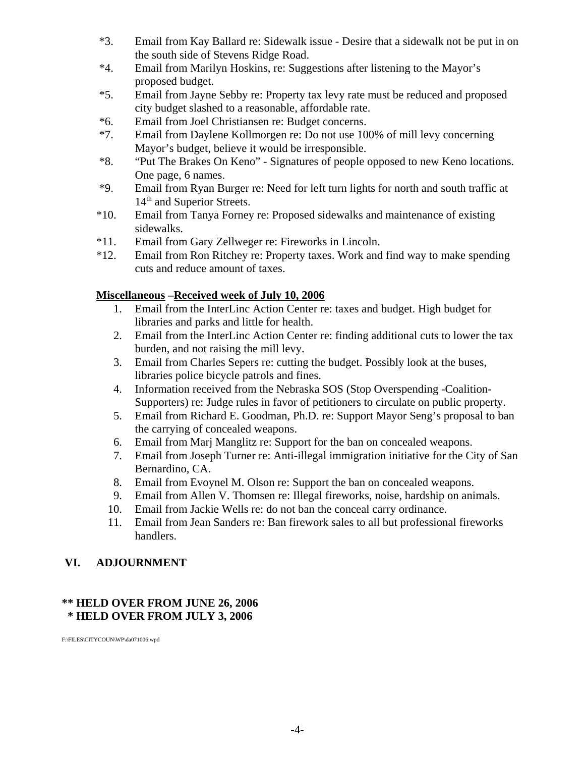*3. Email from Kay Ballard re: Sidewalk issue - Desire that a sidewalk not be put in on the south side of Stevens Ridge Road.

*4. Email from Marilyn Hoskins, re: Suggestions after listening to the Mayor's proposed budget.

*5. Email from Jayne Sebby re: Property tax levy rate must be reduced and proposed city budget slashed to a reasonable, affordable rate.

*6. Email from Joel Christiansen re: Budget concerns.

*7. Email from Daylene Kollmorgen re: Do not use 100% of mill levy concerning Mayor's budget, believe it would be irresponsible.

*8. "Put The Brakes On Keno" - Signatures of people opposed to new Keno locations. One page, 6 names.

*9. Email from Ryan Burger re: Need for left turn lights for north and south traffic at 14th and Superior Streets.

*10. Email from Tanya Forney re: Proposed sidewalks and maintenance of existing sidewalks.

*11. Email from Gary Zellweger re: Fireworks in Lincoln.

*12. Email from Ron Ritchey re: Property taxes. Work and find way to make spending cuts and reduce amount of taxes.

**<u>Miscellaneous</u> –<u>Received week of July 10, 2006</u>**

1. Email from the InterLinc Action Center re: taxes and budget. High budget for libraries and parks and little for health.
2. Email from the InterLinc Action Center re: finding additional cuts to lower the tax burden, and not raising the mill levy.
3. Email from Charles Sepers re: cutting the budget. Possibly look at the buses, libraries police bicycle patrols and fines.
4. Information received from the Nebraska SOS (Stop Overspending -Coalition-Supporters) re: Judge rules in favor of petitioners to circulate on public property.
5. Email from Richard E. Goodman, Ph.D. re: Support Mayor Seng's proposal to ban the carrying of concealed weapons.
6. Email from Marj Manglitz re: Support for the ban on concealed weapons.
7. Email from Joseph Turner re: Anti-illegal immigration initiative for the City of San Bernardino, CA.
8. Email from Evoynel M. Olson re: Support the ban on concealed weapons.
9. Email from Allen V. Thomsen re: Illegal fireworks, noise, hardship on animals.
10. Email from Jackie Wells re: do not ban the conceal carry ordinance.
11. Email from Jean Sanders re: Ban firework sales to all but professional fireworks handlers.

## VI. ADJOURNMENT

**** HELD OVER FROM JUNE 26, 2006**
**\* HELD OVER FROM JULY 3, 2006**

F:\FILES\CITYCOUN\WP\da071006.wpd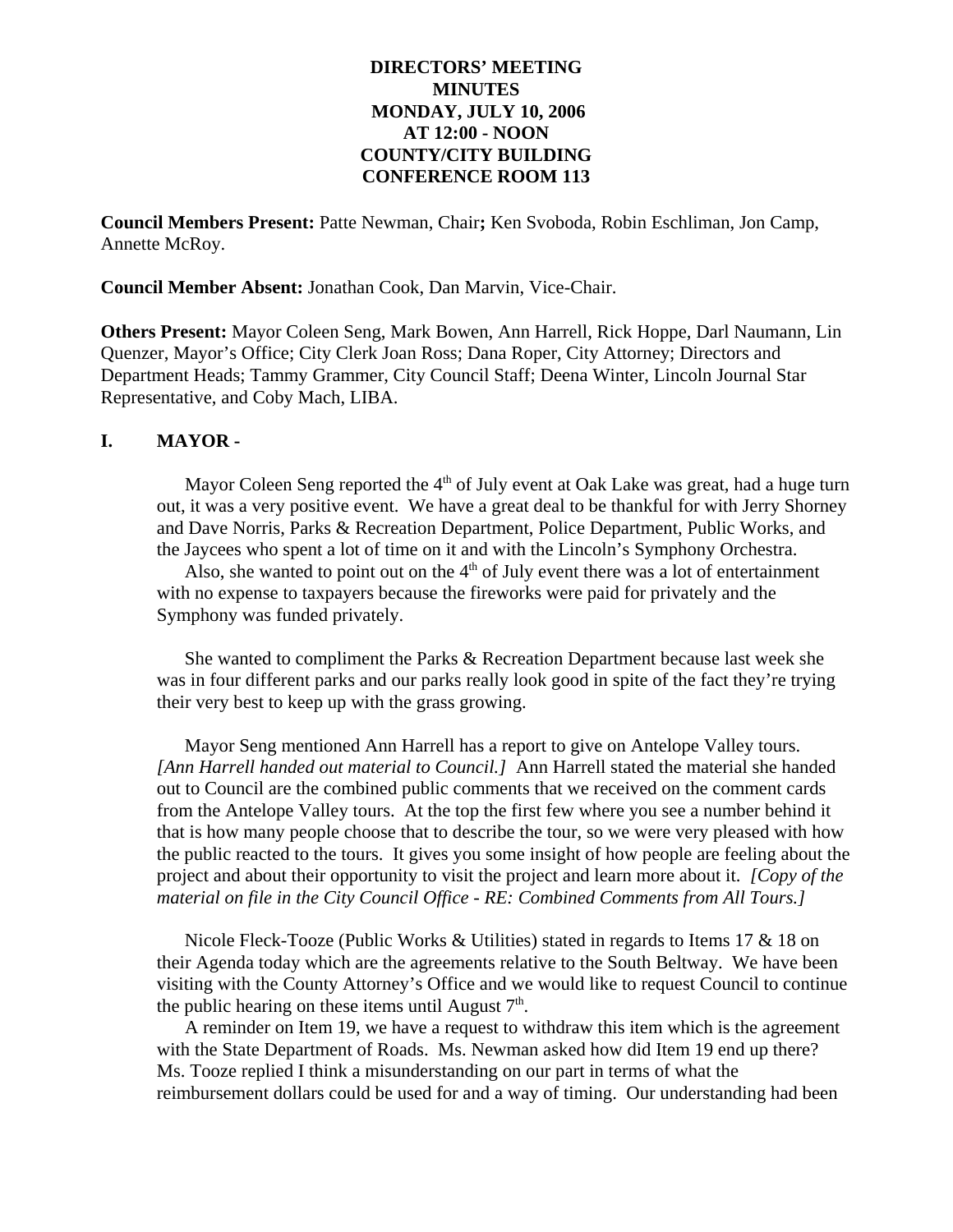**DIRECTORS' MEETING**
**MINUTES**
**MONDAY, JULY 10, 2006**
**AT 12:00 - NOON**
**COUNTY/CITY BUILDING**
**CONFERENCE ROOM 113**

**Council Members Present:** Patte Newman, Chair**;** Ken Svoboda, Robin Eschliman, Jon Camp, Annette McRoy.

**Council Member Absent:** Jonathan Cook, Dan Marvin, Vice-Chair.

**Others Present:** Mayor Coleen Seng, Mark Bowen, Ann Harrell, Rick Hoppe, Darl Naumann, Lin Quenzer, Mayor's Office; City Clerk Joan Ross; Dana Roper, City Attorney; Directors and Department Heads; Tammy Grammer, City Council Staff; Deena Winter, Lincoln Journal Star Representative, and Coby Mach, LIBA.

## I. MAYOR -

Mayor Coleen Seng reported the 4th of July event at Oak Lake was great, had a huge turn out, it was a very positive event. We have a great deal to be thankful for with Jerry Shorney and Dave Norris, Parks & Recreation Department, Police Department, Public Works, and the Jaycees who spent a lot of time on it and with the Lincoln's Symphony Orchestra.

Also, she wanted to point out on the 4th of July event there was a lot of entertainment with no expense to taxpayers because the fireworks were paid for privately and the Symphony was funded privately.

She wanted to compliment the Parks & Recreation Department because last week she was in four different parks and our parks really look good in spite of the fact they're trying their very best to keep up with the grass growing.

Mayor Seng mentioned Ann Harrell has a report to give on Antelope Valley tours. *[Ann Harrell handed out material to Council.]* Ann Harrell stated the material she handed out to Council are the combined public comments that we received on the comment cards from the Antelope Valley tours. At the top the first few where you see a number behind it that is how many people choose that to describe the tour, so we were very pleased with how the public reacted to the tours. It gives you some insight of how people are feeling about the project and about their opportunity to visit the project and learn more about it. *[Copy of the material on file in the City Council Office - RE: Combined Comments from All Tours.]*

Nicole Fleck-Tooze (Public Works & Utilities) stated in regards to Items 17 & 18 on their Agenda today which are the agreements relative to the South Beltway. We have been visiting with the County Attorney's Office and we would like to request Council to continue the public hearing on these items until August 7th.

A reminder on Item 19, we have a request to withdraw this item which is the agreement with the State Department of Roads. Ms. Newman asked how did Item 19 end up there? Ms. Tooze replied I think a misunderstanding on our part in terms of what the reimbursement dollars could be used for and a way of timing. Our understanding had been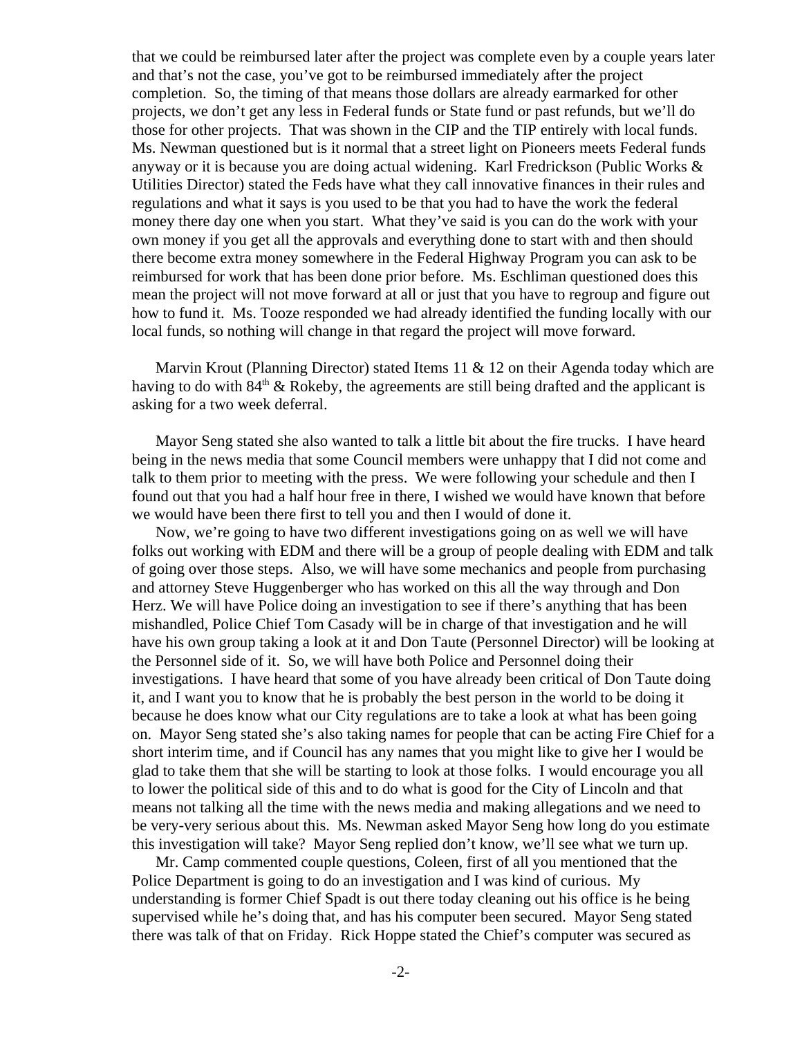that we could be reimbursed later after the project was complete even by a couple years later and that's not the case, you've got to be reimbursed immediately after the project completion. So, the timing of that means those dollars are already earmarked for other projects, we don't get any less in Federal funds or State fund or past refunds, but we'll do those for other projects. That was shown in the CIP and the TIP entirely with local funds. Ms. Newman questioned but is it normal that a street light on Pioneers meets Federal funds anyway or it is because you are doing actual widening. Karl Fredrickson (Public Works & Utilities Director) stated the Feds have what they call innovative finances in their rules and regulations and what it says is you used to be that you had to have the work the federal money there day one when you start. What they've said is you can do the work with your own money if you get all the approvals and everything done to start with and then should there become extra money somewhere in the Federal Highway Program you can ask to be reimbursed for work that has been done prior before. Ms. Eschliman questioned does this mean the project will not move forward at all or just that you have to regroup and figure out how to fund it. Ms. Tooze responded we had already identified the funding locally with our local funds, so nothing will change in that regard the project will move forward.

Marvin Krout (Planning Director) stated Items 11 & 12 on their Agenda today which are having to do with 84th & Rokeby, the agreements are still being drafted and the applicant is asking for a two week deferral.

Mayor Seng stated she also wanted to talk a little bit about the fire trucks. I have heard being in the news media that some Council members were unhappy that I did not come and talk to them prior to meeting with the press. We were following your schedule and then I found out that you had a half hour free in there, I wished we would have known that before we would have been there first to tell you and then I would of done it.

Now, we're going to have two different investigations going on as well we will have folks out working with EDM and there will be a group of people dealing with EDM and talk of going over those steps. Also, we will have some mechanics and people from purchasing and attorney Steve Huggenberger who has worked on this all the way through and Don Herz. We will have Police doing an investigation to see if there's anything that has been mishandled, Police Chief Tom Casady will be in charge of that investigation and he will have his own group taking a look at it and Don Taute (Personnel Director) will be looking at the Personnel side of it. So, we will have both Police and Personnel doing their investigations. I have heard that some of you have already been critical of Don Taute doing it, and I want you to know that he is probably the best person in the world to be doing it because he does know what our City regulations are to take a look at what has been going on. Mayor Seng stated she's also taking names for people that can be acting Fire Chief for a short interim time, and if Council has any names that you might like to give her I would be glad to take them that she will be starting to look at those folks. I would encourage you all to lower the political side of this and to do what is good for the City of Lincoln and that means not talking all the time with the news media and making allegations and we need to be very-very serious about this. Ms. Newman asked Mayor Seng how long do you estimate this investigation will take? Mayor Seng replied don't know, we'll see what we turn up.

Mr. Camp commented couple questions, Coleen, first of all you mentioned that the Police Department is going to do an investigation and I was kind of curious. My understanding is former Chief Spadt is out there today cleaning out his office is he being supervised while he's doing that, and has his computer been secured. Mayor Seng stated there was talk of that on Friday. Rick Hoppe stated the Chief's computer was secured as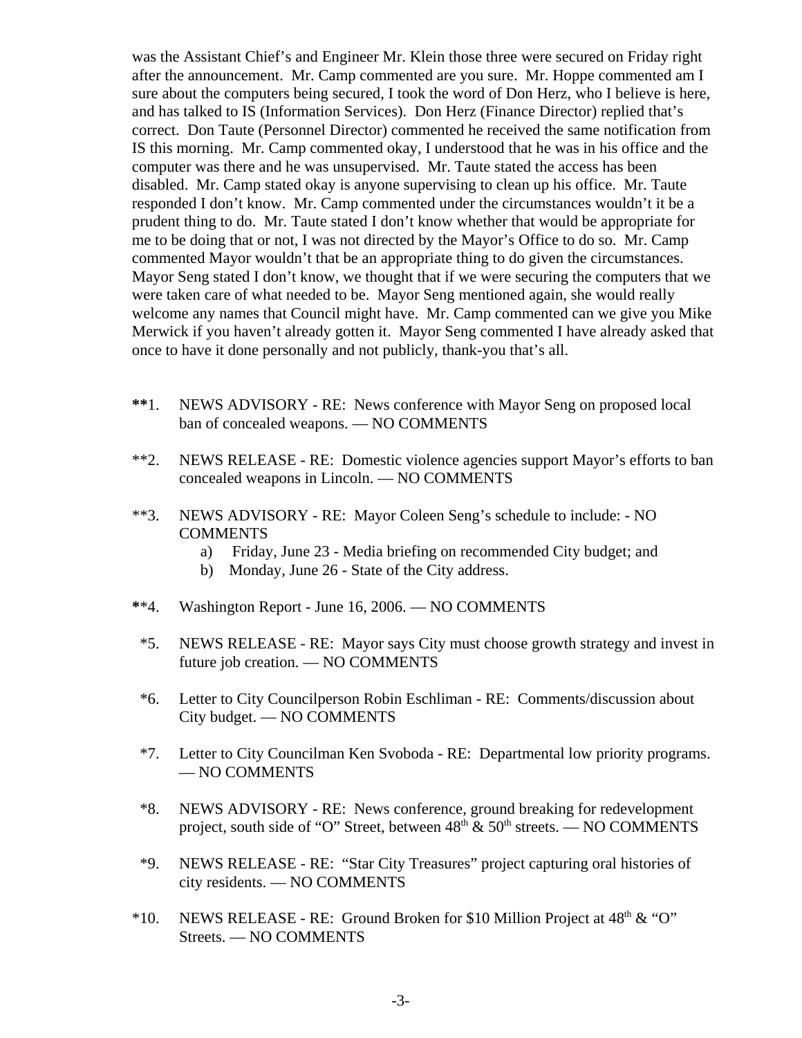was the Assistant Chief's and Engineer Mr. Klein those three were secured on Friday right after the announcement. Mr. Camp commented are you sure. Mr. Hoppe commented am I sure about the computers being secured, I took the word of Don Herz, who I believe is here, and has talked to IS (Information Services). Don Herz (Finance Director) replied that's correct. Don Taute (Personnel Director) commented he received the same notification from IS this morning. Mr. Camp commented okay, I understood that he was in his office and the computer was there and he was unsupervised. Mr. Taute stated the access has been disabled. Mr. Camp stated okay is anyone supervising to clean up his office. Mr. Taute responded I don't know. Mr. Camp commented under the circumstances wouldn't it be a prudent thing to do. Mr. Taute stated I don't know whether that would be appropriate for me to be doing that or not, I was not directed by the Mayor's Office to do so. Mr. Camp commented Mayor wouldn't that be an appropriate thing to do given the circumstances. Mayor Seng stated I don't know, we thought that if we were securing the computers that we were taken care of what needed to be. Mayor Seng mentioned again, she would really welcome any names that Council might have. Mr. Camp commented can we give you Mike Merwick if you haven't already gotten it. Mayor Seng commented I have already asked that once to have it done personally and not publicly, thank-you that's all.

**1. NEWS ADVISORY - RE: News conference with Mayor Seng on proposed local ban of concealed weapons. — NO COMMENTS

**2. NEWS RELEASE - RE: Domestic violence agencies support Mayor's efforts to ban concealed weapons in Lincoln. — NO COMMENTS

**3. NEWS ADVISORY - RE: Mayor Coleen Seng's schedule to include: - NO COMMENTS
   a) Friday, June 23 - Media briefing on recommended City budget; and
   b) Monday, June 26 - State of the City address.

**4. Washington Report - June 16, 2006. — NO COMMENTS

*5. NEWS RELEASE - RE: Mayor says City must choose growth strategy and invest in future job creation. — NO COMMENTS

*6. Letter to City Councilperson Robin Eschliman - RE: Comments/discussion about City budget. — NO COMMENTS

*7. Letter to City Councilman Ken Svoboda - RE: Departmental low priority programs. — NO COMMENTS

*8. NEWS ADVISORY - RE: News conference, ground breaking for redevelopment project, south side of "O" Street, between 48th & 50th streets. — NO COMMENTS

*9. NEWS RELEASE - RE: "Star City Treasures" project capturing oral histories of city residents. — NO COMMENTS

*10. NEWS RELEASE - RE: Ground Broken for $10 Million Project at 48th & "O" Streets. — NO COMMENTS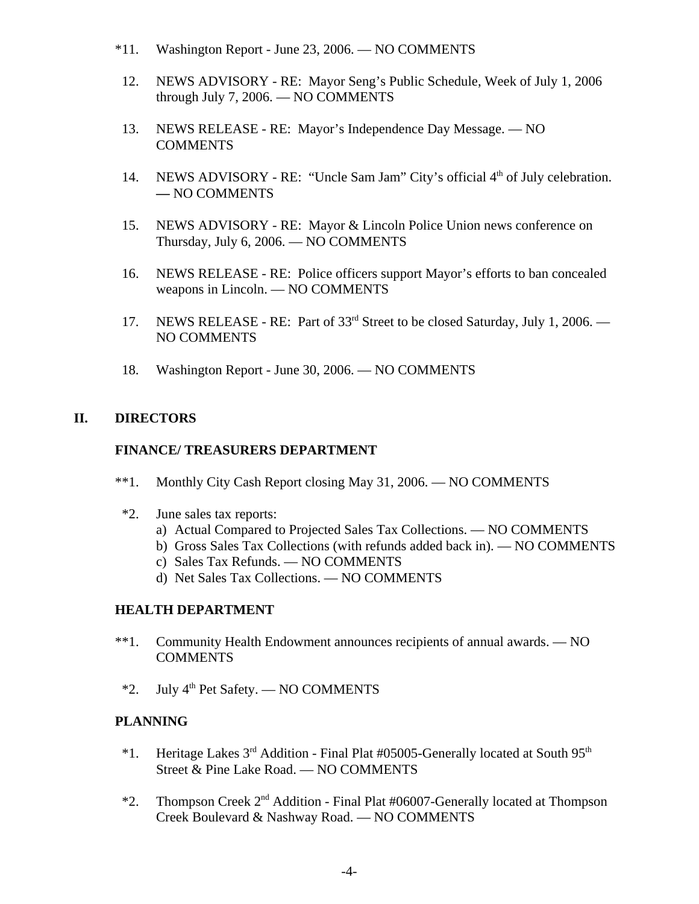*11. Washington Report - June 23, 2006. — NO COMMENTS

12. NEWS ADVISORY - RE: Mayor Seng's Public Schedule, Week of July 1, 2006 through July 7, 2006. — NO COMMENTS

13. NEWS RELEASE - RE: Mayor's Independence Day Message. — NO COMMENTS

14. NEWS ADVISORY - RE: "Uncle Sam Jam" City's official 4th of July celebration. — NO COMMENTS

15. NEWS ADVISORY - RE: Mayor & Lincoln Police Union news conference on Thursday, July 6, 2006. — NO COMMENTS

16. NEWS RELEASE - RE: Police officers support Mayor's efforts to ban concealed weapons in Lincoln. — NO COMMENTS

17. NEWS RELEASE - RE: Part of 33rd Street to be closed Saturday, July 1, 2006. — NO COMMENTS

18. Washington Report - June 30, 2006. — NO COMMENTS

## II. DIRECTORS

### FINANCE/ TREASURERS DEPARTMENT

**1. Monthly City Cash Report closing May 31, 2006. — NO COMMENTS

*2. June sales tax reports:
   a) Actual Compared to Projected Sales Tax Collections. — NO COMMENTS
   b) Gross Sales Tax Collections (with refunds added back in). — NO COMMENTS
   c) Sales Tax Refunds. — NO COMMENTS
   d) Net Sales Tax Collections. — NO COMMENTS

### HEALTH DEPARTMENT

**1. Community Health Endowment announces recipients of annual awards. — NO COMMENTS

*2. July 4th Pet Safety. — NO COMMENTS

### PLANNING

*1. Heritage Lakes 3rd Addition - Final Plat #05005-Generally located at South 95th Street & Pine Lake Road. — NO COMMENTS

*2. Thompson Creek 2nd Addition - Final Plat #06007-Generally located at Thompson Creek Boulevard & Nashway Road. — NO COMMENTS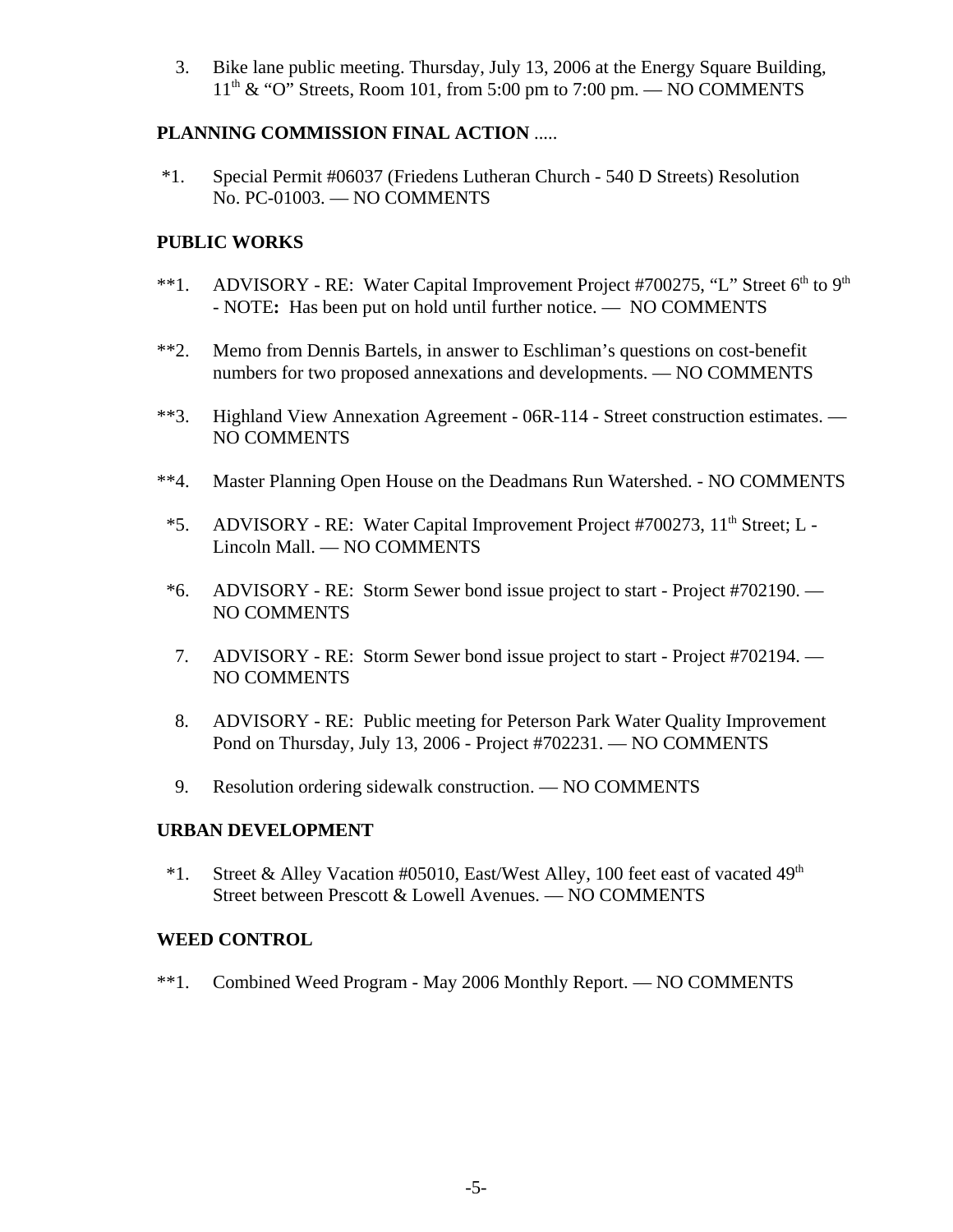3. Bike lane public meeting. Thursday, July 13, 2006 at the Energy Square Building, 11th & "O" Streets, Room 101, from 5:00 pm to 7:00 pm. — NO COMMENTS

**PLANNING COMMISSION FINAL ACTION** .....

*1. Special Permit #06037 (Friedens Lutheran Church - 540 D Streets) Resolution No. PC-01003. — NO COMMENTS

**PUBLIC WORKS**

**1. ADVISORY - RE: Water Capital Improvement Project #700275, "L" Street 6th to 9th - NOTE**:** Has been put on hold until further notice. — NO COMMENTS

**2. Memo from Dennis Bartels, in answer to Eschliman's questions on cost-benefit numbers for two proposed annexations and developments. — NO COMMENTS

**3. Highland View Annexation Agreement - 06R-114 - Street construction estimates. — NO COMMENTS

**4. Master Planning Open House on the Deadmans Run Watershed. - NO COMMENTS

*5. ADVISORY - RE: Water Capital Improvement Project #700273, 11th Street; L - Lincoln Mall. — NO COMMENTS

*6. ADVISORY - RE: Storm Sewer bond issue project to start - Project #702190. — NO COMMENTS

7. ADVISORY - RE: Storm Sewer bond issue project to start - Project #702194. — NO COMMENTS

8. ADVISORY - RE: Public meeting for Peterson Park Water Quality Improvement Pond on Thursday, July 13, 2006 - Project #702231. — NO COMMENTS

9. Resolution ordering sidewalk construction. — NO COMMENTS

**URBAN DEVELOPMENT**

*1. Street & Alley Vacation #05010, East/West Alley, 100 feet east of vacated 49th Street between Prescott & Lowell Avenues. — NO COMMENTS

**WEED CONTROL**

**1. Combined Weed Program - May 2006 Monthly Report. — NO COMMENTS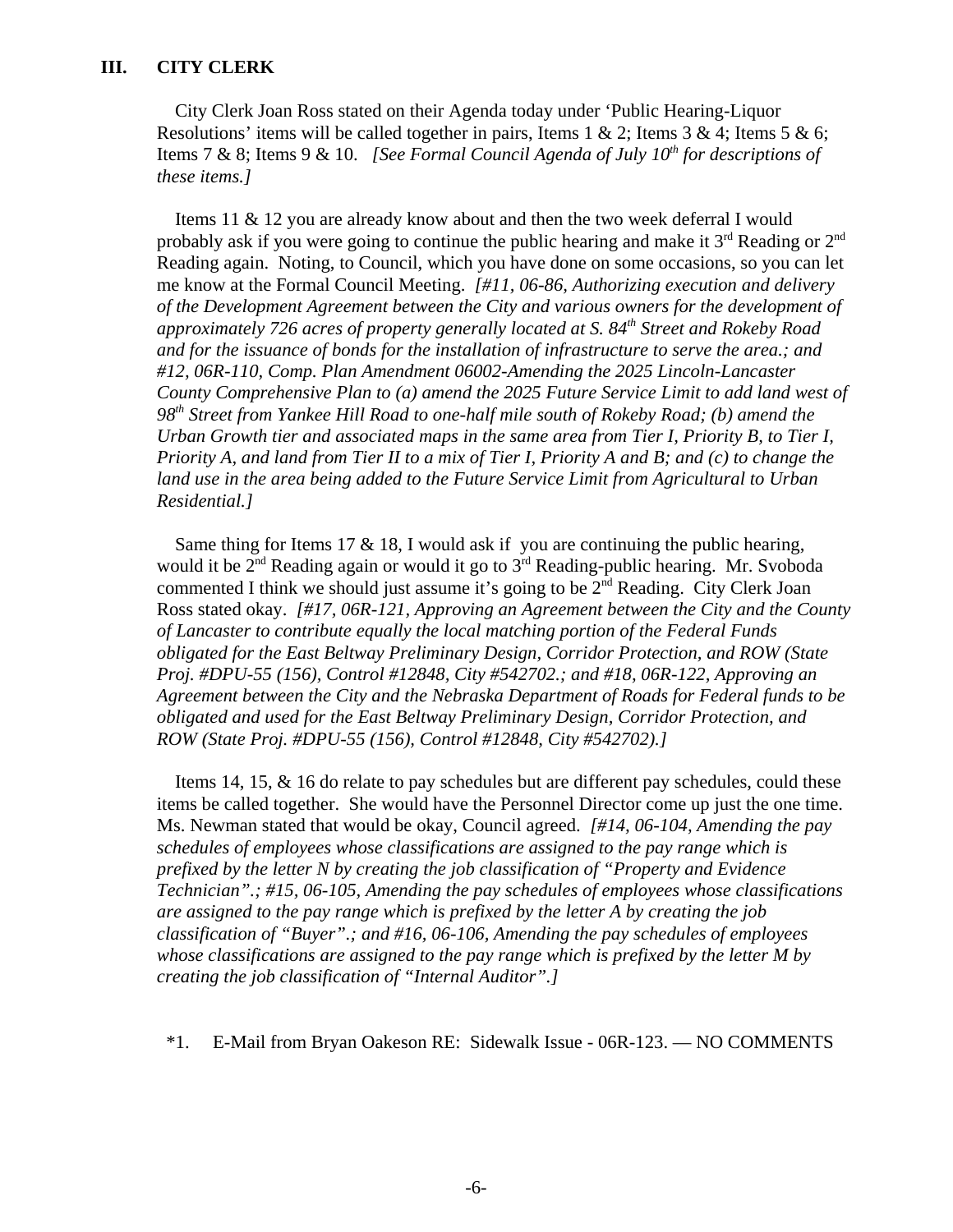## III. CITY CLERK

City Clerk Joan Ross stated on their Agenda today under 'Public Hearing-Liquor Resolutions' items will be called together in pairs, Items 1 & 2; Items 3 & 4; Items 5 & 6; Items 7 & 8; Items 9 & 10. *[See Formal Council Agenda of July 10th for descriptions of these items.]*

Items 11 & 12 you are already know about and then the two week deferral I would probably ask if you were going to continue the public hearing and make it 3rd Reading or 2nd Reading again. Noting, to Council, which you have done on some occasions, so you can let me know at the Formal Council Meeting. *[#11, 06-86, Authorizing execution and delivery of the Development Agreement between the City and various owners for the development of approximately 726 acres of property generally located at S. 84th Street and Rokeby Road and for the issuance of bonds for the installation of infrastructure to serve the area.; and #12, 06R-110, Comp. Plan Amendment 06002-Amending the 2025 Lincoln-Lancaster County Comprehensive Plan to (a) amend the 2025 Future Service Limit to add land west of 98th Street from Yankee Hill Road to one-half mile south of Rokeby Road; (b) amend the Urban Growth tier and associated maps in the same area from Tier I, Priority B, to Tier I, Priority A, and land from Tier II to a mix of Tier I, Priority A and B; and (c) to change the land use in the area being added to the Future Service Limit from Agricultural to Urban Residential.]*

Same thing for Items 17 & 18, I would ask if you are continuing the public hearing, would it be 2nd Reading again or would it go to 3rd Reading-public hearing. Mr. Svoboda commented I think we should just assume it's going to be 2nd Reading. City Clerk Joan Ross stated okay. *[#17, 06R-121, Approving an Agreement between the City and the County of Lancaster to contribute equally the local matching portion of the Federal Funds obligated for the East Beltway Preliminary Design, Corridor Protection, and ROW (State Proj. #DPU-55 (156), Control #12848, City #542702.; and #18, 06R-122, Approving an Agreement between the City and the Nebraska Department of Roads for Federal funds to be obligated and used for the East Beltway Preliminary Design, Corridor Protection, and ROW (State Proj. #DPU-55 (156), Control #12848, City #542702).]*

Items 14, 15, & 16 do relate to pay schedules but are different pay schedules, could these items be called together. She would have the Personnel Director come up just the one time. Ms. Newman stated that would be okay, Council agreed. *[#14, 06-104, Amending the pay schedules of employees whose classifications are assigned to the pay range which is prefixed by the letter N by creating the job classification of "Property and Evidence Technician".; #15, 06-105, Amending the pay schedules of employees whose classifications are assigned to the pay range which is prefixed by the letter A by creating the job classification of "Buyer".; and #16, 06-106, Amending the pay schedules of employees whose classifications are assigned to the pay range which is prefixed by the letter M by creating the job classification of "Internal Auditor".]*

*1. E-Mail from Bryan Oakeson RE: Sidewalk Issue - 06R-123. — NO COMMENTS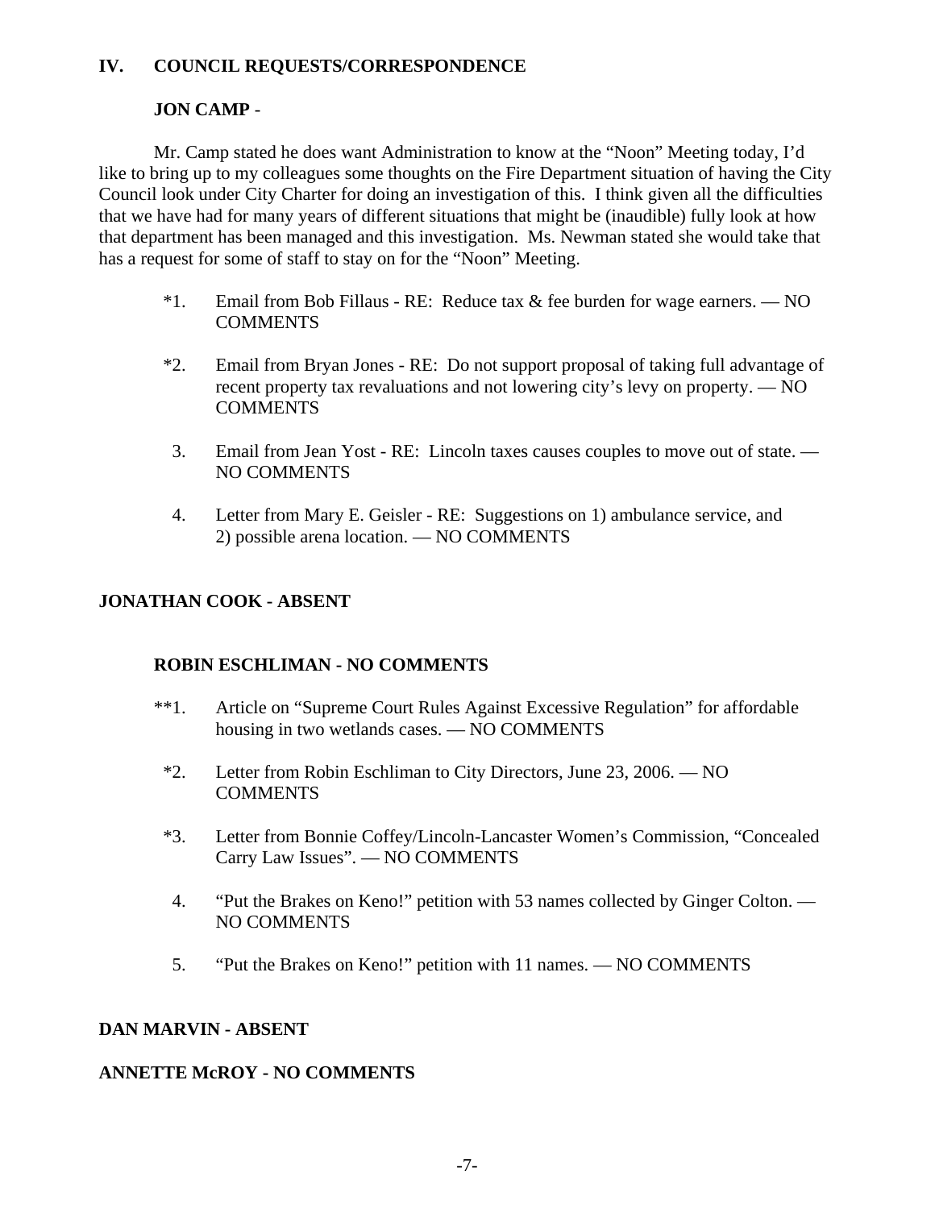## IV. COUNCIL REQUESTS/CORRESPONDENCE

### JON CAMP -

Mr. Camp stated he does want Administration to know at the "Noon" Meeting today, I'd like to bring up to my colleagues some thoughts on the Fire Department situation of having the City Council look under City Charter for doing an investigation of this. I think given all the difficulties that we have had for many years of different situations that might be (inaudible) fully look at how that department has been managed and this investigation. Ms. Newman stated she would take that has a request for some of staff to stay on for the "Noon" Meeting.

*1. Email from Bob Fillaus - RE: Reduce tax & fee burden for wage earners. — NO COMMENTS

*2. Email from Bryan Jones - RE: Do not support proposal of taking full advantage of recent property tax revaluations and not lowering city's levy on property. — NO COMMENTS

3. Email from Jean Yost - RE: Lincoln taxes causes couples to move out of state. — NO COMMENTS

4. Letter from Mary E. Geisler - RE: Suggestions on 1) ambulance service, and 2) possible arena location. — NO COMMENTS

### JONATHAN COOK - ABSENT

### ROBIN ESCHLIMAN - NO COMMENTS

**1. Article on "Supreme Court Rules Against Excessive Regulation" for affordable housing in two wetlands cases. — NO COMMENTS

*2. Letter from Robin Eschliman to City Directors, June 23, 2006. — NO COMMENTS

*3. Letter from Bonnie Coffey/Lincoln-Lancaster Women's Commission, "Concealed Carry Law Issues". — NO COMMENTS

4. "Put the Brakes on Keno!" petition with 53 names collected by Ginger Colton. — NO COMMENTS

5. "Put the Brakes on Keno!" petition with 11 names. — NO COMMENTS

### DAN MARVIN - ABSENT

### ANNETTE McROY - NO COMMENTS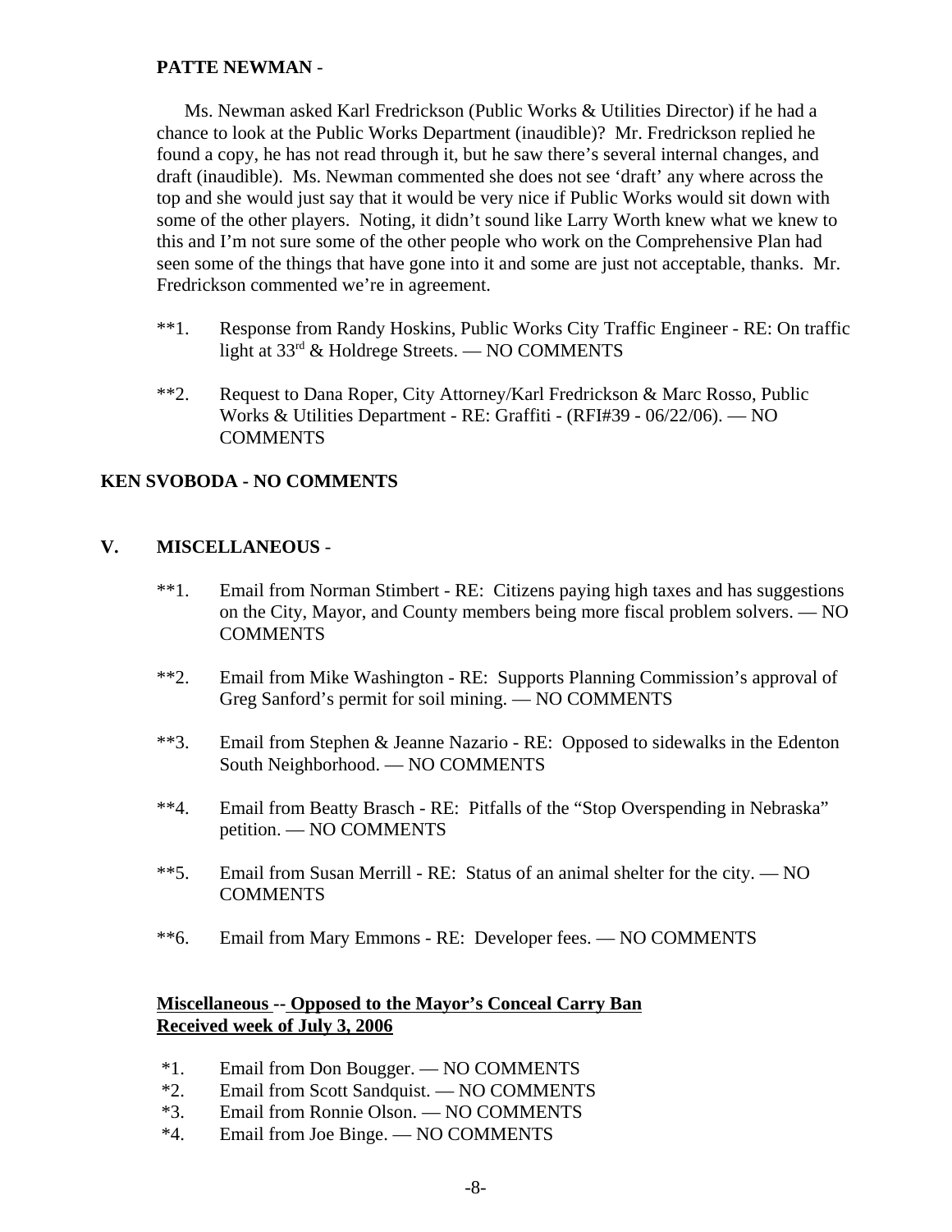**PATTE NEWMAN** -

Ms. Newman asked Karl Fredrickson (Public Works & Utilities Director) if he had a chance to look at the Public Works Department (inaudible)? Mr. Fredrickson replied he found a copy, he has not read through it, but he saw there's several internal changes, and draft (inaudible). Ms. Newman commented she does not see 'draft' any where across the top and she would just say that it would be very nice if Public Works would sit down with some of the other players. Noting, it didn't sound like Larry Worth knew what we knew to this and I'm not sure some of the other people who work on the Comprehensive Plan had seen some of the things that have gone into it and some are just not acceptable, thanks. Mr. Fredrickson commented we're in agreement.

**1. Response from Randy Hoskins, Public Works City Traffic Engineer - RE: On traffic light at 33rd & Holdrege Streets. — NO COMMENTS

**2. Request to Dana Roper, City Attorney/Karl Fredrickson & Marc Rosso, Public Works & Utilities Department - RE: Graffiti - (RFI#39 - 06/22/06). — NO COMMENTS

**KEN SVOBODA - NO COMMENTS**

**V. MISCELLANEOUS** -

**1. Email from Norman Stimbert - RE: Citizens paying high taxes and has suggestions on the City, Mayor, and County members being more fiscal problem solvers. — NO COMMENTS

**2. Email from Mike Washington - RE: Supports Planning Commission's approval of Greg Sanford's permit for soil mining. — NO COMMENTS

**3. Email from Stephen & Jeanne Nazario - RE: Opposed to sidewalks in the Edenton South Neighborhood. — NO COMMENTS

**4. Email from Beatty Brasch - RE: Pitfalls of the "Stop Overspending in Nebraska" petition. — NO COMMENTS

**5. Email from Susan Merrill - RE: Status of an animal shelter for the city. — NO COMMENTS

**6. Email from Mary Emmons - RE: Developer fees. — NO COMMENTS

**Miscellaneous -- Opposed to the Mayor's Conceal Carry Ban**
**Received week of July 3, 2006**

*1. Email from Don Bougger. — NO COMMENTS
*2. Email from Scott Sandquist. — NO COMMENTS
*3. Email from Ronnie Olson. — NO COMMENTS
*4. Email from Joe Binge. — NO COMMENTS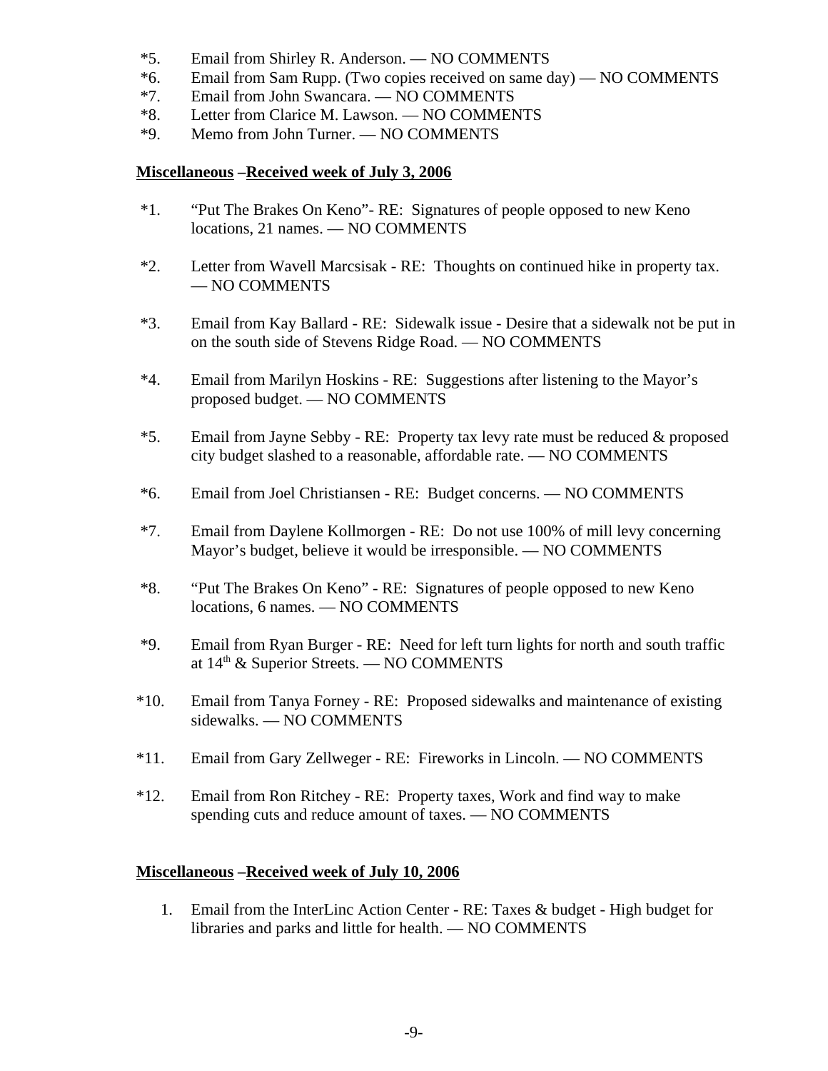*5. Email from Shirley R. Anderson. — NO COMMENTS
*6. Email from Sam Rupp. (Two copies received on same day) — NO COMMENTS
*7. Email from John Swancara. — NO COMMENTS
*8. Letter from Clarice M. Lawson. — NO COMMENTS
*9. Memo from John Turner. — NO COMMENTS

**Miscellaneous –Received week of July 3, 2006**

*1. "Put The Brakes On Keno"- RE: Signatures of people opposed to new Keno locations, 21 names. — NO COMMENTS

*2. Letter from Wavell Marcsisak - RE: Thoughts on continued hike in property tax. — NO COMMENTS

*3. Email from Kay Ballard - RE: Sidewalk issue - Desire that a sidewalk not be put in on the south side of Stevens Ridge Road. — NO COMMENTS

*4. Email from Marilyn Hoskins - RE: Suggestions after listening to the Mayor's proposed budget. — NO COMMENTS

*5. Email from Jayne Sebby - RE: Property tax levy rate must be reduced & proposed city budget slashed to a reasonable, affordable rate. — NO COMMENTS

*6. Email from Joel Christiansen - RE: Budget concerns. — NO COMMENTS

*7. Email from Daylene Kollmorgen - RE: Do not use 100% of mill levy concerning Mayor's budget, believe it would be irresponsible. — NO COMMENTS

*8. "Put The Brakes On Keno" - RE: Signatures of people opposed to new Keno locations, 6 names. — NO COMMENTS

*9. Email from Ryan Burger - RE: Need for left turn lights for north and south traffic at 14th & Superior Streets. — NO COMMENTS

*10. Email from Tanya Forney - RE: Proposed sidewalks and maintenance of existing sidewalks. — NO COMMENTS

*11. Email from Gary Zellweger - RE: Fireworks in Lincoln. — NO COMMENTS

*12. Email from Ron Ritchey - RE: Property taxes, Work and find way to make spending cuts and reduce amount of taxes. — NO COMMENTS

**Miscellaneous –Received week of July 10, 2006**

1. Email from the InterLinc Action Center - RE: Taxes & budget - High budget for libraries and parks and little for health. — NO COMMENTS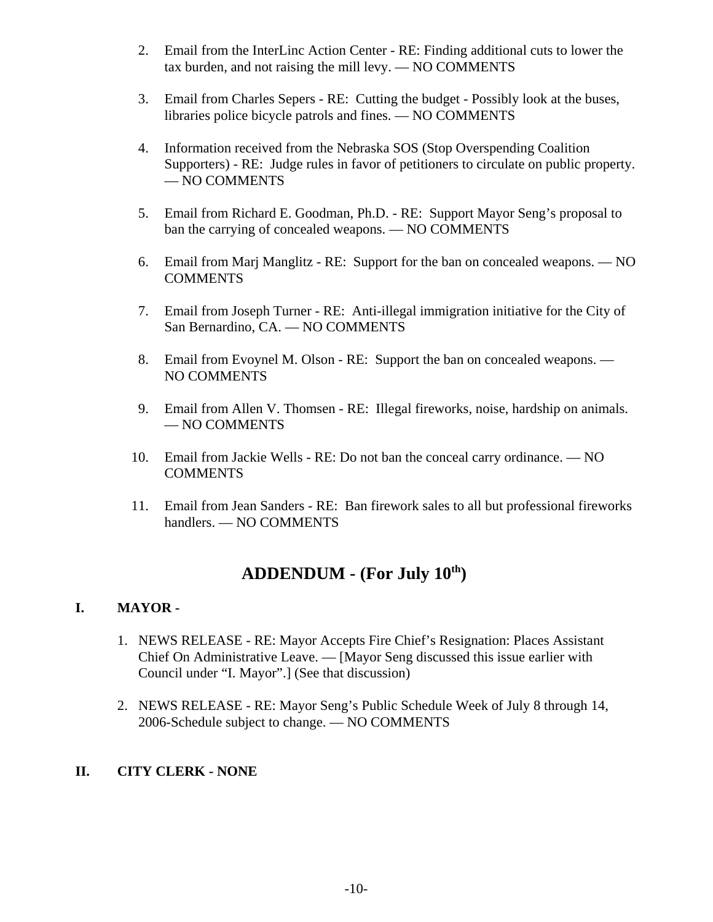2. Email from the InterLinc Action Center - RE: Finding additional cuts to lower the tax burden, and not raising the mill levy. — NO COMMENTS

3. Email from Charles Sepers - RE: Cutting the budget - Possibly look at the buses, libraries police bicycle patrols and fines. — NO COMMENTS

4. Information received from the Nebraska SOS (Stop Overspending Coalition Supporters) - RE: Judge rules in favor of petitioners to circulate on public property. — NO COMMENTS

5. Email from Richard E. Goodman, Ph.D. - RE: Support Mayor Seng's proposal to ban the carrying of concealed weapons. — NO COMMENTS

6. Email from Marj Manglitz - RE: Support for the ban on concealed weapons. — NO COMMENTS

7. Email from Joseph Turner - RE: Anti-illegal immigration initiative for the City of San Bernardino, CA. — NO COMMENTS

8. Email from Evoynel M. Olson - RE: Support the ban on concealed weapons. — NO COMMENTS

9. Email from Allen V. Thomsen - RE: Illegal fireworks, noise, hardship on animals. — NO COMMENTS

10. Email from Jackie Wells - RE: Do not ban the conceal carry ordinance. — NO COMMENTS

11. Email from Jean Sanders - RE: Ban firework sales to all but professional fireworks handlers. — NO COMMENTS

## ADDENDUM - (For July 10th)

### I. MAYOR -

1. NEWS RELEASE - RE: Mayor Accepts Fire Chief's Resignation: Places Assistant Chief On Administrative Leave. — [Mayor Seng discussed this issue earlier with Council under "I. Mayor".] (See that discussion)

2. NEWS RELEASE - RE: Mayor Seng's Public Schedule Week of July 8 through 14, 2006-Schedule subject to change. — NO COMMENTS

### II. CITY CLERK - NONE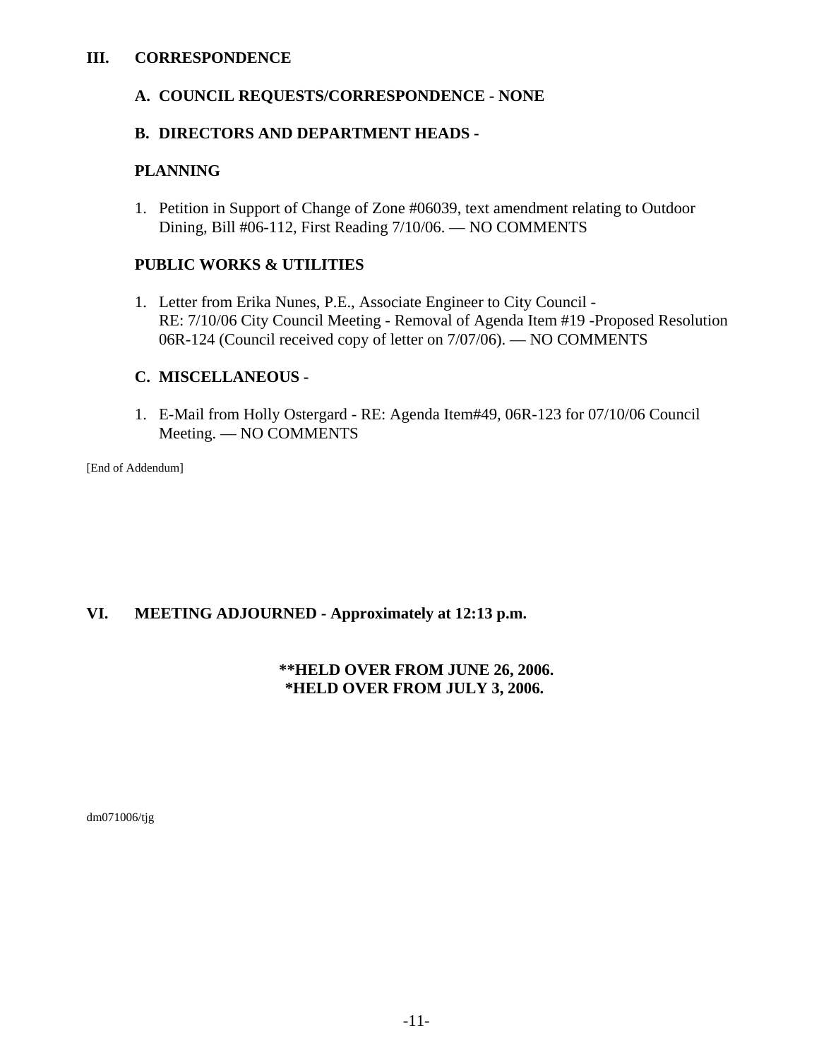## III. CORRESPONDENCE

### A. COUNCIL REQUESTS/CORRESPONDENCE - NONE

### B. DIRECTORS AND DEPARTMENT HEADS -

**PLANNING**

1. Petition in Support of Change of Zone #06039, text amendment relating to Outdoor Dining, Bill #06-112, First Reading 7/10/06. — NO COMMENTS

**PUBLIC WORKS & UTILITIES**

1. Letter from Erika Nunes, P.E., Associate Engineer to City Council - RE: 7/10/06 City Council Meeting - Removal of Agenda Item #19 -Proposed Resolution 06R-124 (Council received copy of letter on 7/07/06). — NO COMMENTS

### C. MISCELLANEOUS -

1. E-Mail from Holly Ostergard - RE: Agenda Item#49, 06R-123 for 07/10/06 Council Meeting. — NO COMMENTS

[End of Addendum]

## VI. MEETING ADJOURNED - Approximately at 12:13 p.m.

**\*\*HELD OVER FROM JUNE 26, 2006.**
**\*HELD OVER FROM JULY 3, 2006.**

dm071006/tjg